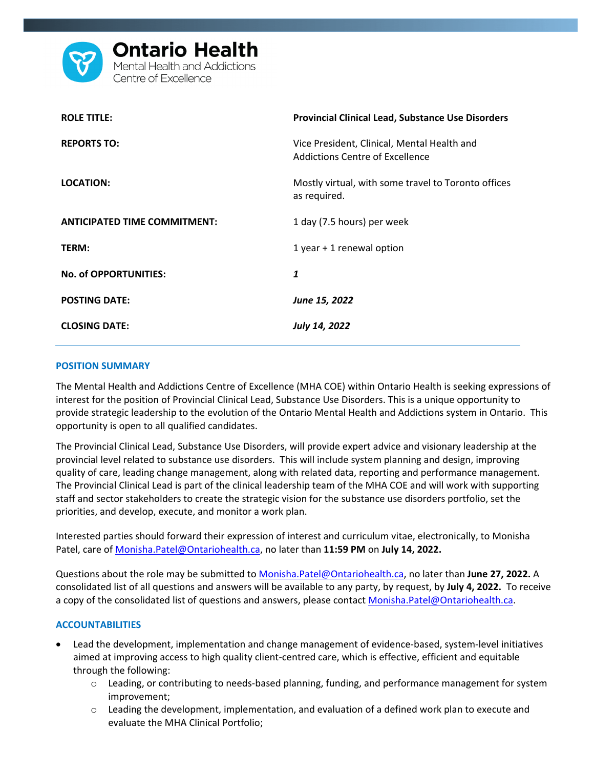**Ontario Health**
Mental Health and Addictions Centre of Excellence

| | |
|---|---|
| **ROLE TITLE:** | **Provincial Clinical Lead, Substance Use Disorders** |
| **REPORTS TO:** | Vice President, Clinical, Mental Health and Addictions Centre of Excellence |
| **LOCATION:** | Mostly virtual, with some travel to Toronto offices as required. |
| **ANTICIPATED TIME COMMITMENT:** | 1 day (7.5 hours) per week |
| **TERM:** | 1 year + 1 renewal option |
| **No. of OPPORTUNITIES:** | ***1*** |
| **POSTING DATE:** | ***June 15, 2022*** |
| **CLOSING DATE:** | ***July 14, 2022*** |

## POSITION SUMMARY

The Mental Health and Addictions Centre of Excellence (MHA COE) within Ontario Health is seeking expressions of interest for the position of Provincial Clinical Lead, Substance Use Disorders. This is a unique opportunity to provide strategic leadership to the evolution of the Ontario Mental Health and Addictions system in Ontario. This opportunity is open to all qualified candidates.

The Provincial Clinical Lead, Substance Use Disorders, will provide expert advice and visionary leadership at the provincial level related to substance use disorders. This will include system planning and design, improving quality of care, leading change management, along with related data, reporting and performance management. The Provincial Clinical Lead is part of the clinical leadership team of the MHA COE and will work with supporting staff and sector stakeholders to create the strategic vision for the substance use disorders portfolio, set the priorities, and develop, execute, and monitor a work plan.

Interested parties should forward their expression of interest and curriculum vitae, electronically, to Monisha Patel, care of Monisha.Patel@Ontariohealth.ca, no later than **11:59 PM** on **July 14, 2022.**

Questions about the role may be submitted to Monisha.Patel@Ontariohealth.ca, no later than **June 27, 2022.** A consolidated list of all questions and answers will be available to any party, by request, by **July 4, 2022.** To receive a copy of the consolidated list of questions and answers, please contact Monisha.Patel@Ontariohealth.ca.

## ACCOUNTABILITIES

- Lead the development, implementation and change management of evidence-based, system-level initiatives aimed at improving access to high quality client-centred care, which is effective, efficient and equitable through the following:
  - Leading, or contributing to needs-based planning, funding, and performance management for system improvement;
  - Leading the development, implementation, and evaluation of a defined work plan to execute and evaluate the MHA Clinical Portfolio;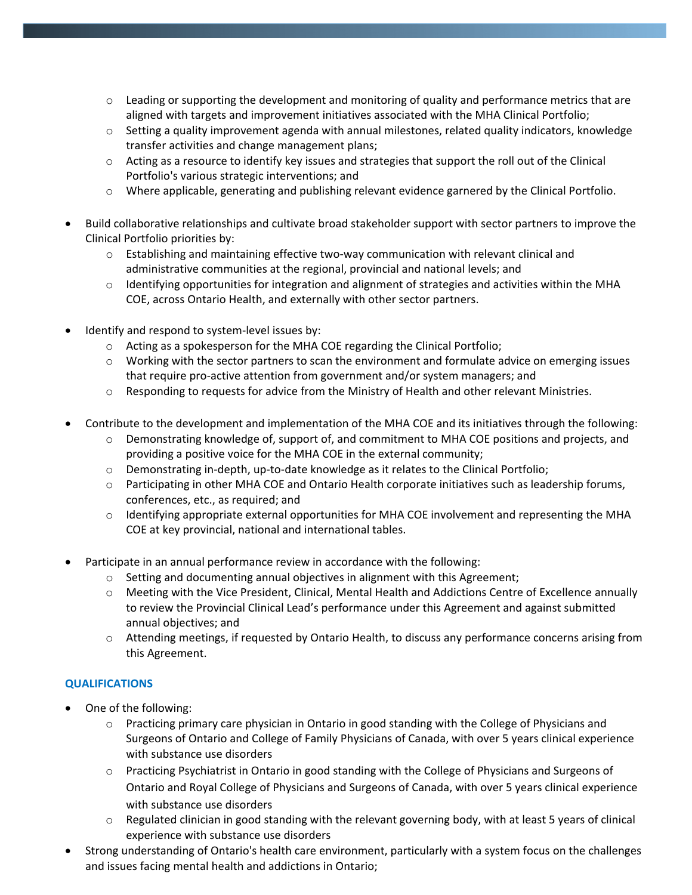- Leading or supporting the development and monitoring of quality and performance metrics that are aligned with targets and improvement initiatives associated with the MHA Clinical Portfolio;
  - Setting a quality improvement agenda with annual milestones, related quality indicators, knowledge transfer activities and change management plans;
  - Acting as a resource to identify key issues and strategies that support the roll out of the Clinical Portfolio's various strategic interventions; and
  - Where applicable, generating and publishing relevant evidence garnered by the Clinical Portfolio.

- Build collaborative relationships and cultivate broad stakeholder support with sector partners to improve the Clinical Portfolio priorities by:
  - Establishing and maintaining effective two-way communication with relevant clinical and administrative communities at the regional, provincial and national levels; and
  - Identifying opportunities for integration and alignment of strategies and activities within the MHA COE, across Ontario Health, and externally with other sector partners.

- Identify and respond to system-level issues by:
  - Acting as a spokesperson for the MHA COE regarding the Clinical Portfolio;
  - Working with the sector partners to scan the environment and formulate advice on emerging issues that require pro-active attention from government and/or system managers; and
  - Responding to requests for advice from the Ministry of Health and other relevant Ministries.

- Contribute to the development and implementation of the MHA COE and its initiatives through the following:
  - Demonstrating knowledge of, support of, and commitment to MHA COE positions and projects, and providing a positive voice for the MHA COE in the external community;
  - Demonstrating in-depth, up-to-date knowledge as it relates to the Clinical Portfolio;
  - Participating in other MHA COE and Ontario Health corporate initiatives such as leadership forums, conferences, etc., as required; and
  - Identifying appropriate external opportunities for MHA COE involvement and representing the MHA COE at key provincial, national and international tables.

- Participate in an annual performance review in accordance with the following:
  - Setting and documenting annual objectives in alignment with this Agreement;
  - Meeting with the Vice President, Clinical, Mental Health and Addictions Centre of Excellence annually to review the Provincial Clinical Lead's performance under this Agreement and against submitted annual objectives; and
  - Attending meetings, if requested by Ontario Health, to discuss any performance concerns arising from this Agreement.

## QUALIFICATIONS

- One of the following:
  - Practicing primary care physician in Ontario in good standing with the College of Physicians and Surgeons of Ontario and College of Family Physicians of Canada, with over 5 years clinical experience with substance use disorders
  - Practicing Psychiatrist in Ontario in good standing with the College of Physicians and Surgeons of Ontario and Royal College of Physicians and Surgeons of Canada, with over 5 years clinical experience with substance use disorders
  - Regulated clinician in good standing with the relevant governing body, with at least 5 years of clinical experience with substance use disorders
- Strong understanding of Ontario's health care environment, particularly with a system focus on the challenges and issues facing mental health and addictions in Ontario;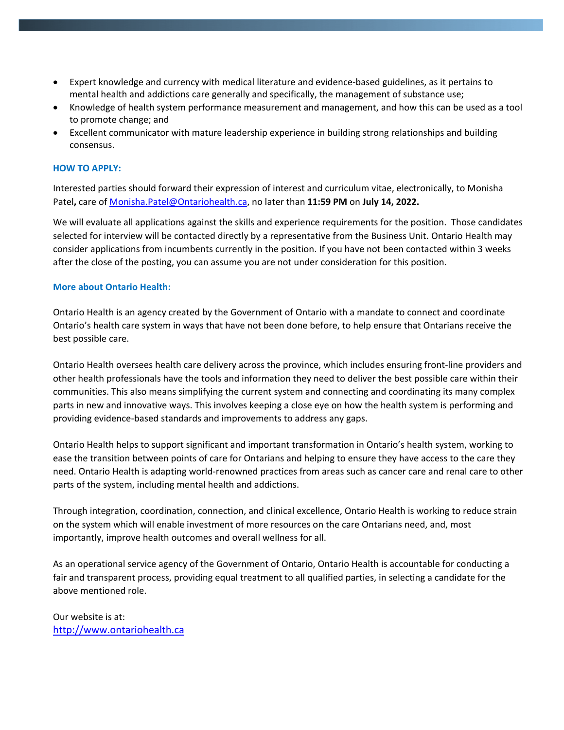- Expert knowledge and currency with medical literature and evidence-based guidelines, as it pertains to mental health and addictions care generally and specifically, the management of substance use;
- Knowledge of health system performance measurement and management, and how this can be used as a tool to promote change; and
- Excellent communicator with mature leadership experience in building strong relationships and building consensus.

### HOW TO APPLY:

Interested parties should forward their expression of interest and curriculum vitae, electronically, to Monisha Patel**,** care of [Monisha.Patel@Ontariohealth.ca](mailto:Monisha.Patel@Ontariohealth.ca), no later than **11:59 PM** on **July 14, 2022.**

We will evaluate all applications against the skills and experience requirements for the position. Those candidates selected for interview will be contacted directly by a representative from the Business Unit. Ontario Health may consider applications from incumbents currently in the position. If you have not been contacted within 3 weeks after the close of the posting, you can assume you are not under consideration for this position.

### More about Ontario Health:

Ontario Health is an agency created by the Government of Ontario with a mandate to connect and coordinate Ontario's health care system in ways that have not been done before, to help ensure that Ontarians receive the best possible care.

Ontario Health oversees health care delivery across the province, which includes ensuring front-line providers and other health professionals have the tools and information they need to deliver the best possible care within their communities. This also means simplifying the current system and connecting and coordinating its many complex parts in new and innovative ways. This involves keeping a close eye on how the health system is performing and providing evidence-based standards and improvements to address any gaps.

Ontario Health helps to support significant and important transformation in Ontario's health system, working to ease the transition between points of care for Ontarians and helping to ensure they have access to the care they need. Ontario Health is adapting world-renowned practices from areas such as cancer care and renal care to other parts of the system, including mental health and addictions.

Through integration, coordination, connection, and clinical excellence, Ontario Health is working to reduce strain on the system which will enable investment of more resources on the care Ontarians need, and, most importantly, improve health outcomes and overall wellness for all.

As an operational service agency of the Government of Ontario, Ontario Health is accountable for conducting a fair and transparent process, providing equal treatment to all qualified parties, in selecting a candidate for the above mentioned role.

Our website is at:
[http://www.ontariohealth.ca](http://www.ontariohealth.ca)